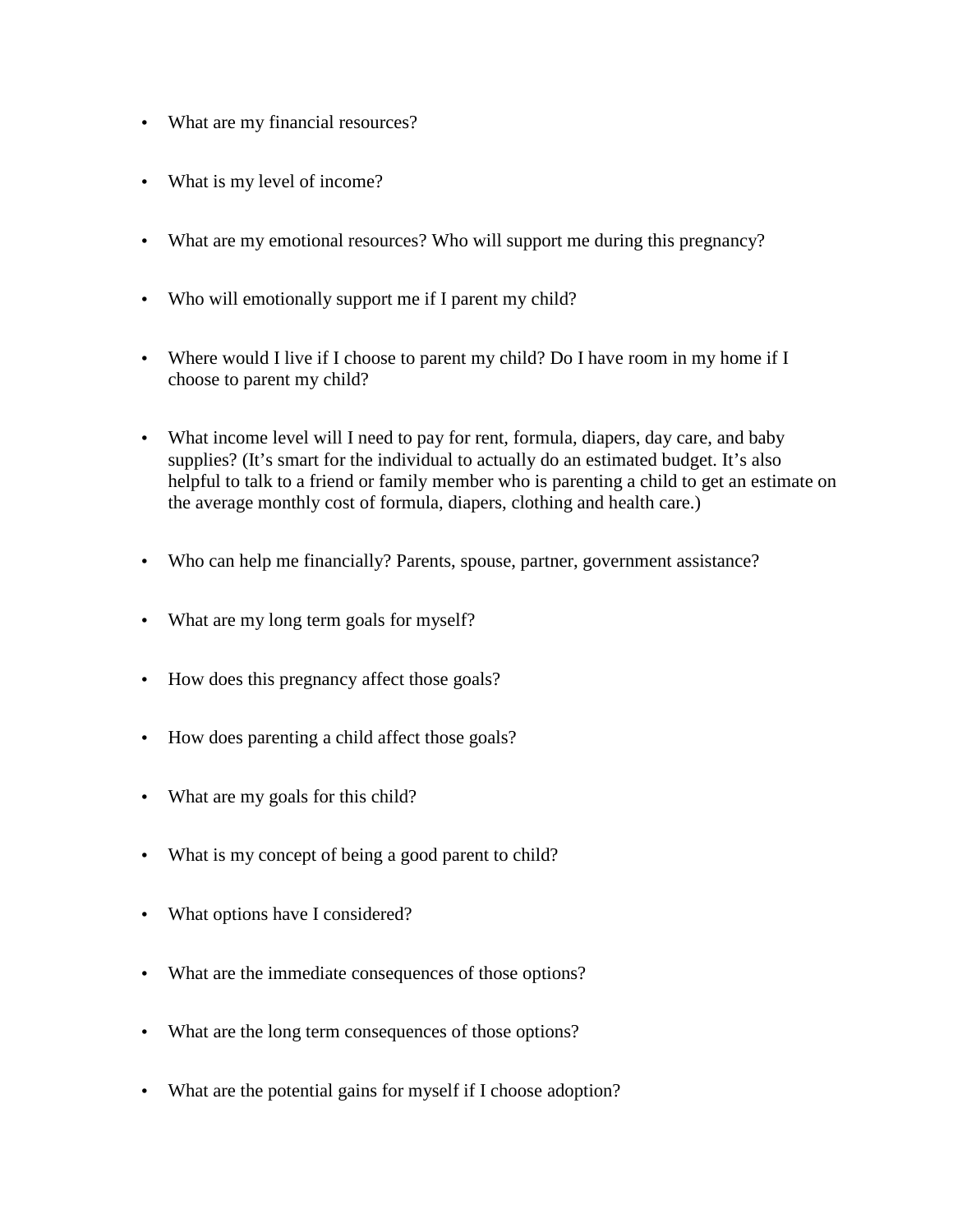- What are my financial resources?
- What is my level of income?
- What are my emotional resources? Who will support me during this pregnancy?
- Who will emotionally support me if I parent my child?
- Where would I live if I choose to parent my child? Do I have room in my home if I choose to parent my child?
- What income level will I need to pay for rent, formula, diapers, day care, and baby supplies? (It's smart for the individual to actually do an estimated budget. It's also helpful to talk to a friend or family member who is parenting a child to get an estimate on the average monthly cost of formula, diapers, clothing and health care.)
- Who can help me financially? Parents, spouse, partner, government assistance?
- What are my long term goals for myself?
- How does this pregnancy affect those goals?
- How does parenting a child affect those goals?
- What are my goals for this child?
- What is my concept of being a good parent to child?
- What options have I considered?
- What are the immediate consequences of those options?
- What are the long term consequences of those options?
- What are the potential gains for myself if I choose adoption?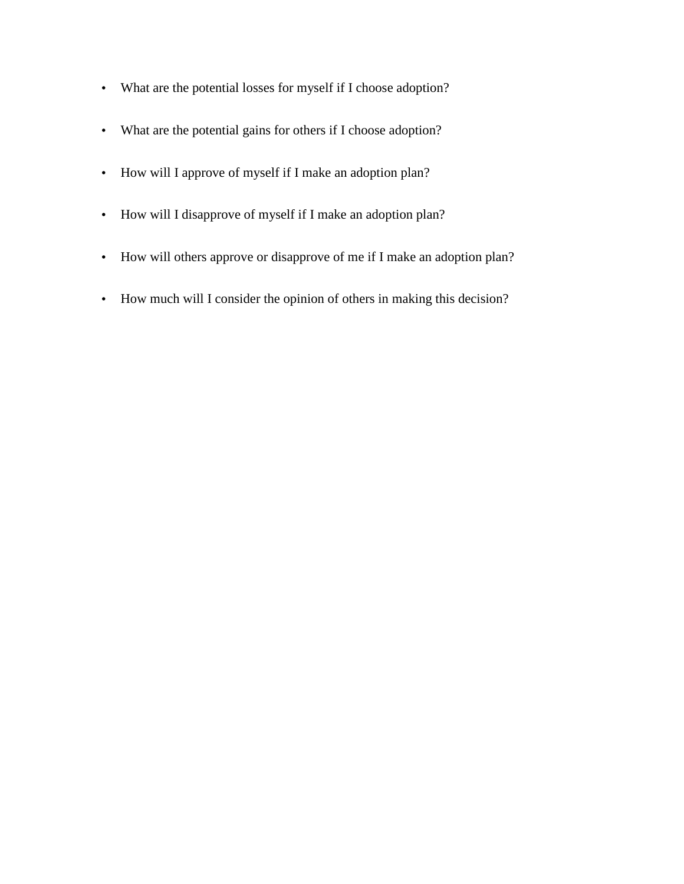- What are the potential losses for myself if I choose adoption?
- What are the potential gains for others if I choose adoption?
- How will I approve of myself if I make an adoption plan?
- How will I disapprove of myself if I make an adoption plan?
- How will others approve or disapprove of me if I make an adoption plan?
- How much will I consider the opinion of others in making this decision?